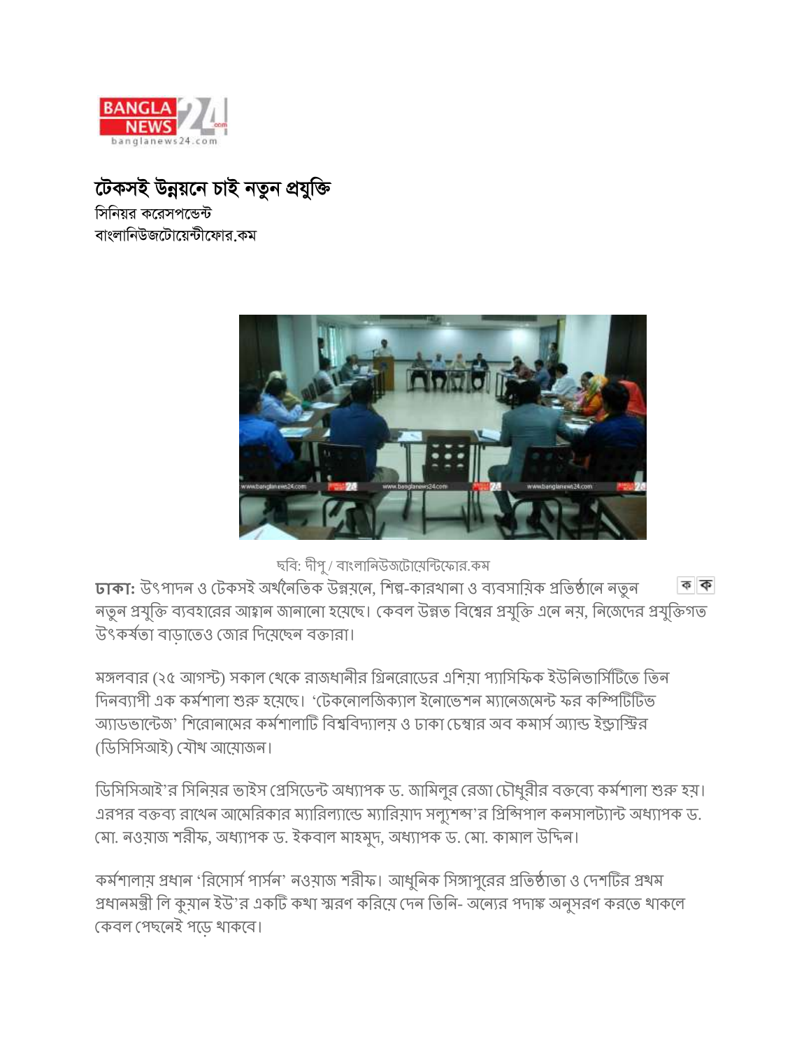# টেকসই উন্নয়নে চাই নতুন প্রযুক্তি

সিনিয়র করেসপন্ডেন্ট
বাংলানিউজটোয়েন্টিফোর.কম

ছবি: দীপু / বাংলানিউজটোয়েন্টিফোর.কম

**ঢাকা:** উৎপাদন ও টেকসই অর্থনৈতিক উন্নয়নে, শিল্প-কারখানা ও ব্যবসায়িক প্রতিষ্ঠানে নতুন নতুন প্রযুক্তি ব্যবহারের আহ্বান জানানো হয়েছে। কেবল উন্নত বিশ্বের প্রযুক্তি এনে নয়, নিজেদের প্রযুক্তিগত উৎকর্ষতা বাড়াতেও জোর দিয়েছেন বক্তারা।

মঙ্গলবার (২৫ আগস্ট) সকাল থেকে রাজধানীর গ্রিনরোডের এশিয়া প্যাসিফিক ইউনিভার্সিটিতে তিন দিনব্যাপী এক কর্মশালা শুরু হয়েছে। 'টেকনোলজিক্যাল ইনোভেশন ম্যানেজমেন্ট ফর কম্পিটিটিভ অ্যাডভান্টেজ' শিরোনামের কর্মশালাটি বিশ্ববিদ্যালয় ও ঢাকা চেম্বার অব কমার্স অ্যান্ড ইন্ড্রাস্ট্রির (ডিসিসিআই) যৌথ আয়োজন।

ডিসিসিআই'র সিনিয়র ভাইস প্রেসিডেন্ট অধ্যাপক ড. জামিলুর রেজা চৌধুরীর বক্তব্যে কর্মশালা শুরু হয়। এরপর বক্তব্য রাখেন আমেরিকার ম্যারিল্যান্ডে ম্যারিয়াদ সল্যুশন্স'র প্রিন্সিপাল কনসালট্যান্ট অধ্যাপক ড. মো. নওয়াজ শরীফ, অধ্যাপক ড. ইকবাল মাহমুদ, অধ্যাপক ড. মো. কামাল উদ্দিন।

কর্মশালায় প্রধান 'রিসোর্স পার্সন' নওয়াজ শরীফ। আধুনিক সিঙ্গাপুরের প্রতিষ্ঠাতা ও দেশটির প্রথম প্রধানমন্ত্রী লি কুয়ান ইউ'র একটি কথা স্মরণ করিয়ে দেন তিনি- অন্যের পদাঙ্ক অনুসরণ করতে থাকলে কেবল পেছনেই পড়ে থাকবে।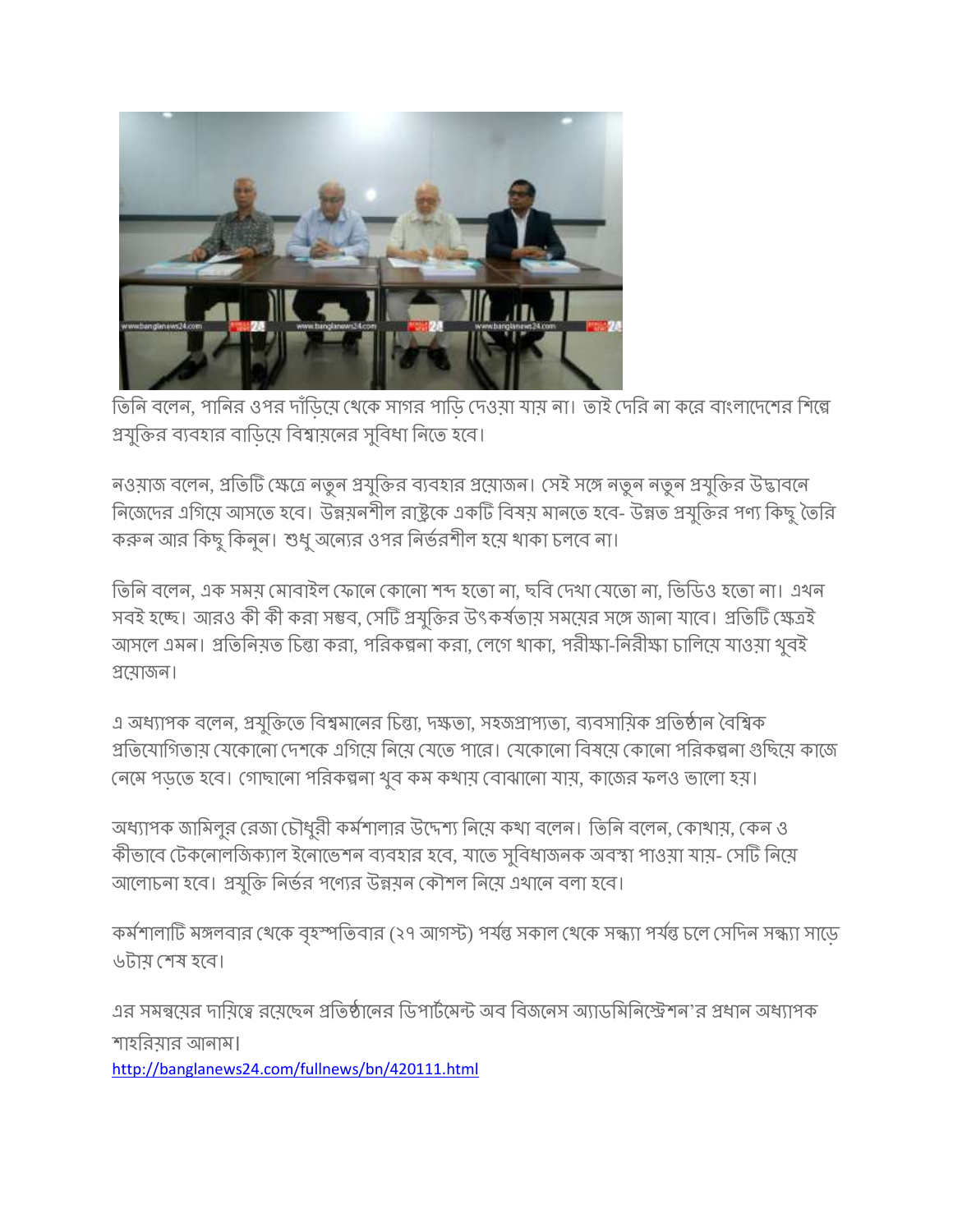তিনি বলেন, পানির ওপর দাঁড়িয়ে থেকে সাগর পাড়ি দেওয়া যায় না। তাই দেরি না করে বাংলাদেশের শিল্পে প্রযুক্তির ব্যবহার বাড়িয়ে বিশ্বায়নের সুবিধা নিতে হবে।

নওয়াজ বলেন, প্রতিটি ক্ষেত্রে নতুন প্রযুক্তির ব্যবহার প্রয়োজন। সেই সঙ্গে নতুন নতুন প্রযুক্তির উদ্ভাবনে নিজেদের এগিয়ে আসতে হবে। উন্নয়নশীল রাষ্ট্রকে একটি বিষয় মানতে হবে- উন্নত প্রযুক্তির পণ্য কিছু তৈরি করুন আর কিছু কিনুন। শুধু অন্যের ওপর নির্ভরশীল হয়ে থাকা চলবে না।

তিনি বলেন, এক সময় মোবাইল ফোনে কোনো শব্দ হতো না, ছবি দেখা যেতো না, ভিডিও হতো না। এখন সবই হচ্ছে। আরও কী কী করা সম্ভব, সেটি প্রযুক্তির উৎকর্ষতায় সময়ের সঙ্গে জানা যাবে। প্রতিটি ক্ষেত্রই আসলে এমন। প্রতিনিয়ত চিন্তা করা, পরিকল্পনা করা, লেগে থাকা, পরীক্ষা-নিরীক্ষা চালিয়ে যাওয়া খুবই প্রয়োজন।

এ অধ্যাপক বলেন, প্রযুক্তিতে বিশ্বমানের চিন্তা, দক্ষতা, সহজপ্রাপ্যতা, ব্যবসায়িক প্রতিষ্ঠান বৈশ্বিক প্রতিযোগিতায় যেকোনো দেশকে এগিয়ে নিয়ে যেতে পারে। যেকোনো বিষয়ে কোনো পরিকল্পনা গুছিয়ে কাজে নেমে পড়তে হবে। গোছানো পরিকল্পনা খুব কম কথায় বোঝানো যায়, কাজের ফলও ভালো হয়।

অধ্যাপক জামিলুর রেজা চৌধুরী কর্মশালার উদ্দেশ্য নিয়ে কথা বলেন। তিনি বলেন, কোথায়, কেন ও কীভাবে টেকনোলজিক্যাল ইনোভেশন ব্যবহার হবে, যাতে সুবিধাজনক অবস্থা পাওয়া যায়- সেটি নিয়ে আলোচনা হবে। প্রযুক্তি নির্ভর পণ্যের উন্নয়ন কৌশল নিয়ে এখানে বলা হবে।

কর্মশালাটি মঙ্গলবার থেকে বৃহস্পতিবার (২৭ আগস্ট) পর্যন্ত সকাল থেকে সন্ধ্যা পর্যন্ত চলে সেদিন সন্ধ্যা সাড়ে ৬টায় শেষ হবে।

এর সমন্বয়ের দায়িত্বে রয়েছেন প্রতিষ্ঠানের ডিপার্টমেন্ট অব বিজনেস অ্যাডমিনিস্ট্রেশন'র প্রধান অধ্যাপক শাহরিয়ার আনাম।

http://banglanews24.com/fullnews/bn/420111.html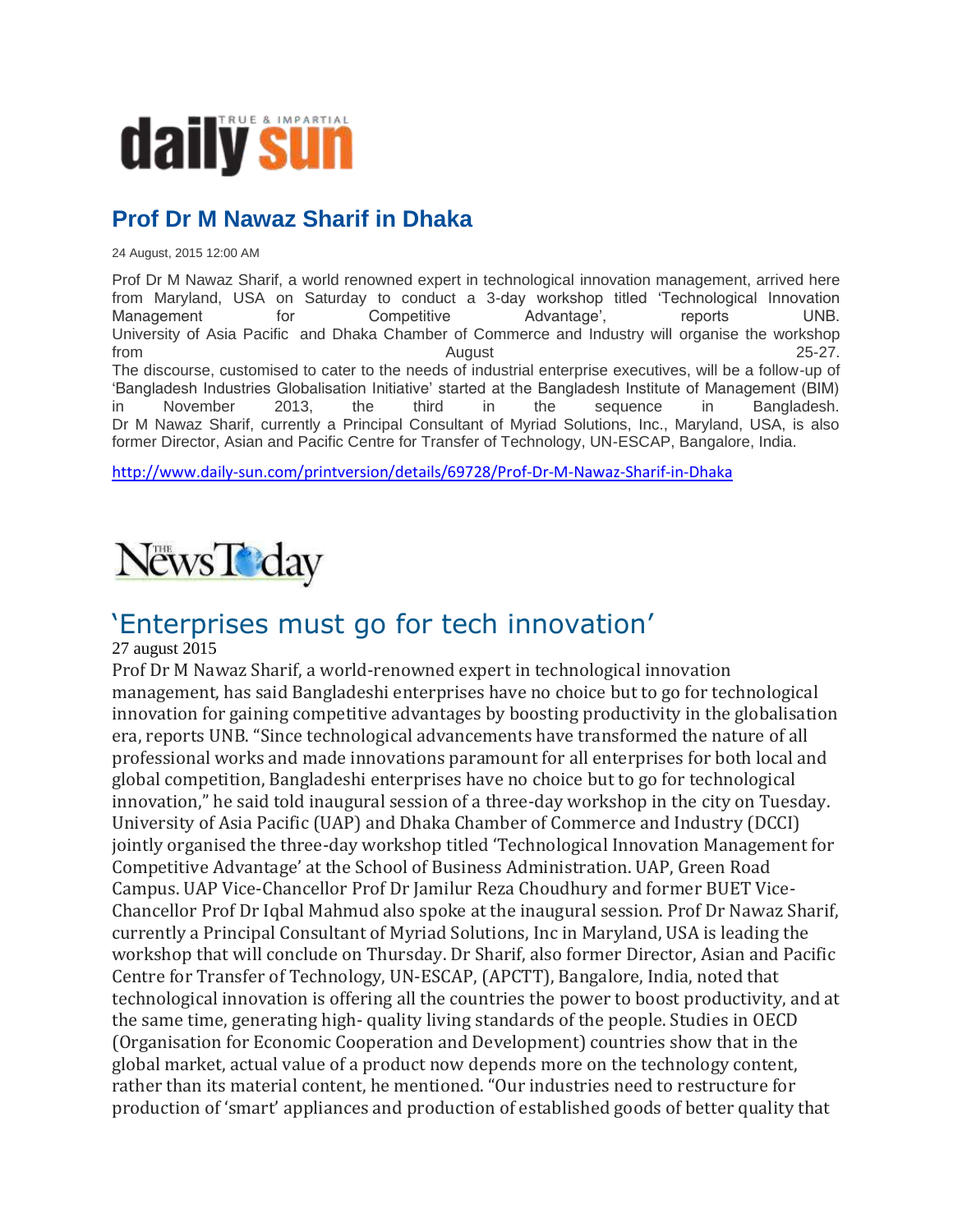daily sun

TRUE & IMPARTIAL

## Prof Dr M Nawaz Sharif in Dhaka

24 August, 2015 12:00 AM

Prof Dr M Nawaz Sharif, a world renowned expert in technological innovation management, arrived here from Maryland, USA on Saturday to conduct a 3-day workshop titled 'Technological Innovation Management for Competitive Advantage', reports UNB. University of Asia Pacific and Dhaka Chamber of Commerce and Industry will organise the workshop from August 25-27.

The discourse, customised to cater to the needs of industrial enterprise executives, will be a follow-up of 'Bangladesh Industries Globalisation Initiative' started at the Bangladesh Institute of Management (BIM) in November 2013, the third in the sequence in Bangladesh.

Dr M Nawaz Sharif, currently a Principal Consultant of Myriad Solutions, Inc., Maryland, USA, is also former Director, Asian and Pacific Centre for Transfer of Technology, UN-ESCAP, Bangalore, India.

http://www.daily-sun.com/printversion/details/69728/Prof-Dr-M-Nawaz-Sharif-in-Dhaka

The News Today

## 'Enterprises must go for tech innovation'

27 august 2015

Prof Dr M Nawaz Sharif, a world-renowned expert in technological innovation management, has said Bangladeshi enterprises have no choice but to go for technological innovation for gaining competitive advantages by boosting productivity in the globalisation era, reports UNB. "Since technological advancements have transformed the nature of all professional works and made innovations paramount for all enterprises for both local and global competition, Bangladeshi enterprises have no choice but to go for technological innovation," he said told inaugural session of a three-day workshop in the city on Tuesday. University of Asia Pacific (UAP) and Dhaka Chamber of Commerce and Industry (DCCI) jointly organised the three-day workshop titled 'Technological Innovation Management for Competitive Advantage' at the School of Business Administration. UAP, Green Road Campus. UAP Vice-Chancellor Prof Dr Jamilur Reza Choudhury and former BUET Vice-Chancellor Prof Dr Iqbal Mahmud also spoke at the inaugural session. Prof Dr Nawaz Sharif, currently a Principal Consultant of Myriad Solutions, Inc in Maryland, USA is leading the workshop that will conclude on Thursday. Dr Sharif, also former Director, Asian and Pacific Centre for Transfer of Technology, UN-ESCAP, (APCTT), Bangalore, India, noted that technological innovation is offering all the countries the power to boost productivity, and at the same time, generating high- quality living standards of the people. Studies in OECD (Organisation for Economic Cooperation and Development) countries show that in the global market, actual value of a product now depends more on the technology content, rather than its material content, he mentioned. "Our industries need to restructure for production of 'smart' appliances and production of established goods of better quality that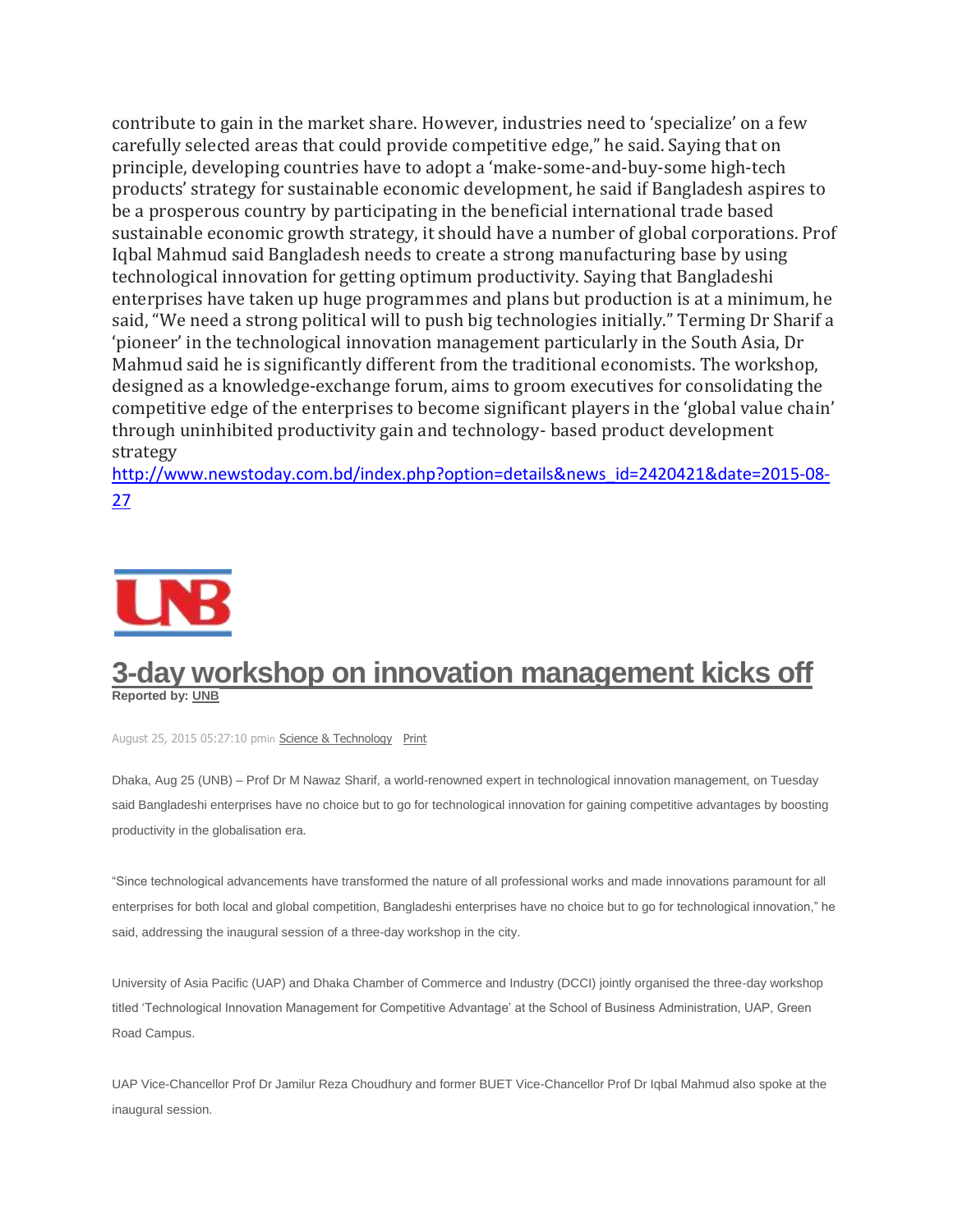contribute to gain in the market share. However, industries need to 'specialize' on a few carefully selected areas that could provide competitive edge," he said. Saying that on principle, developing countries have to adopt a 'make-some-and-buy-some high-tech products' strategy for sustainable economic development, he said if Bangladesh aspires to be a prosperous country by participating in the beneficial international trade based sustainable economic growth strategy, it should have a number of global corporations. Prof Iqbal Mahmud said Bangladesh needs to create a strong manufacturing base by using technological innovation for getting optimum productivity. Saying that Bangladeshi enterprises have taken up huge programmes and plans but production is at a minimum, he said, "We need a strong political will to push big technologies initially." Terming Dr Sharif a 'pioneer' in the technological innovation management particularly in the South Asia, Dr Mahmud said he is significantly different from the traditional economists. The workshop, designed as a knowledge-exchange forum, aims to groom executives for consolidating the competitive edge of the enterprises to become significant players in the 'global value chain' through uninhibited productivity gain and technology- based product development strategy

[http://www.newstoday.com.bd/index.php?option=details&news_id=2420421&date=2015-08-27](http://www.newstoday.com.bd/index.php?option=details&news_id=2420421&date=2015-08-27)

UNB

# 3-day workshop on innovation management kicks off

**Reported by: UNB**

August 25, 2015 05:27:10 pmin Science & Technology Print

Dhaka, Aug 25 (UNB) – Prof Dr M Nawaz Sharif, a world-renowned expert in technological innovation management, on Tuesday said Bangladeshi enterprises have no choice but to go for technological innovation for gaining competitive advantages by boosting productivity in the globalisation era.

"Since technological advancements have transformed the nature of all professional works and made innovations paramount for all enterprises for both local and global competition, Bangladeshi enterprises have no choice but to go for technological innovation," he said, addressing the inaugural session of a three-day workshop in the city.

University of Asia Pacific (UAP) and Dhaka Chamber of Commerce and Industry (DCCI) jointly organised the three-day workshop titled 'Technological Innovation Management for Competitive Advantage' at the School of Business Administration, UAP, Green Road Campus.

UAP Vice-Chancellor Prof Dr Jamilur Reza Choudhury and former BUET Vice-Chancellor Prof Dr Iqbal Mahmud also spoke at the inaugural session.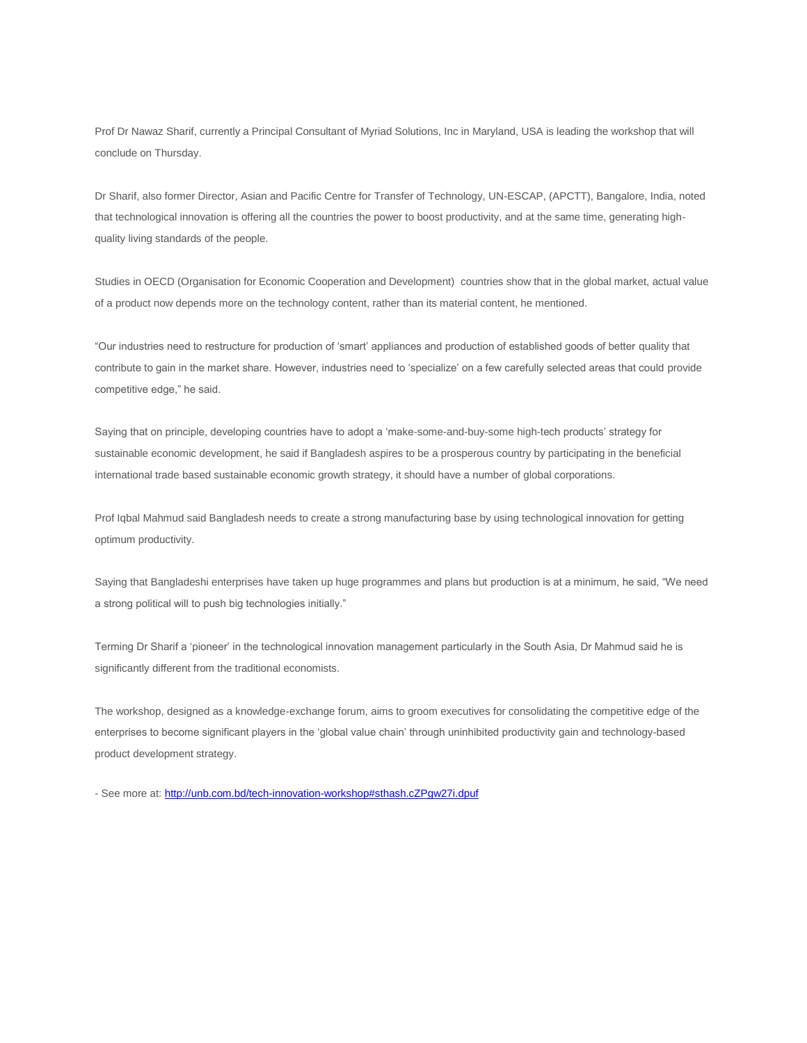Prof Dr Nawaz Sharif, currently a Principal Consultant of Myriad Solutions, Inc in Maryland, USA is leading the workshop that will conclude on Thursday.

Dr Sharif, also former Director, Asian and Pacific Centre for Transfer of Technology, UN-ESCAP, (APCTT), Bangalore, India, noted that technological innovation is offering all the countries the power to boost productivity, and at the same time, generating high-quality living standards of the people.

Studies in OECD (Organisation for Economic Cooperation and Development) countries show that in the global market, actual value of a product now depends more on the technology content, rather than its material content, he mentioned.

"Our industries need to restructure for production of 'smart' appliances and production of established goods of better quality that contribute to gain in the market share. However, industries need to 'specialize' on a few carefully selected areas that could provide competitive edge," he said.

Saying that on principle, developing countries have to adopt a 'make-some-and-buy-some high-tech products' strategy for sustainable economic development, he said if Bangladesh aspires to be a prosperous country by participating in the beneficial international trade based sustainable economic growth strategy, it should have a number of global corporations.

Prof Iqbal Mahmud said Bangladesh needs to create a strong manufacturing base by using technological innovation for getting optimum productivity.

Saying that Bangladeshi enterprises have taken up huge programmes and plans but production is at a minimum, he said, "We need a strong political will to push big technologies initially."

Terming Dr Sharif a 'pioneer' in the technological innovation management particularly in the South Asia, Dr Mahmud said he is significantly different from the traditional economists.

The workshop, designed as a knowledge-exchange forum, aims to groom executives for consolidating the competitive edge of the enterprises to become significant players in the 'global value chain' through uninhibited productivity gain and technology-based product development strategy.

- See more at: [http://unb.com.bd/tech-innovation-workshop#sthash.cZPgw27i.dpuf](http://unb.com.bd/tech-innovation-workshop#sthash.cZPgw27i.dpuf)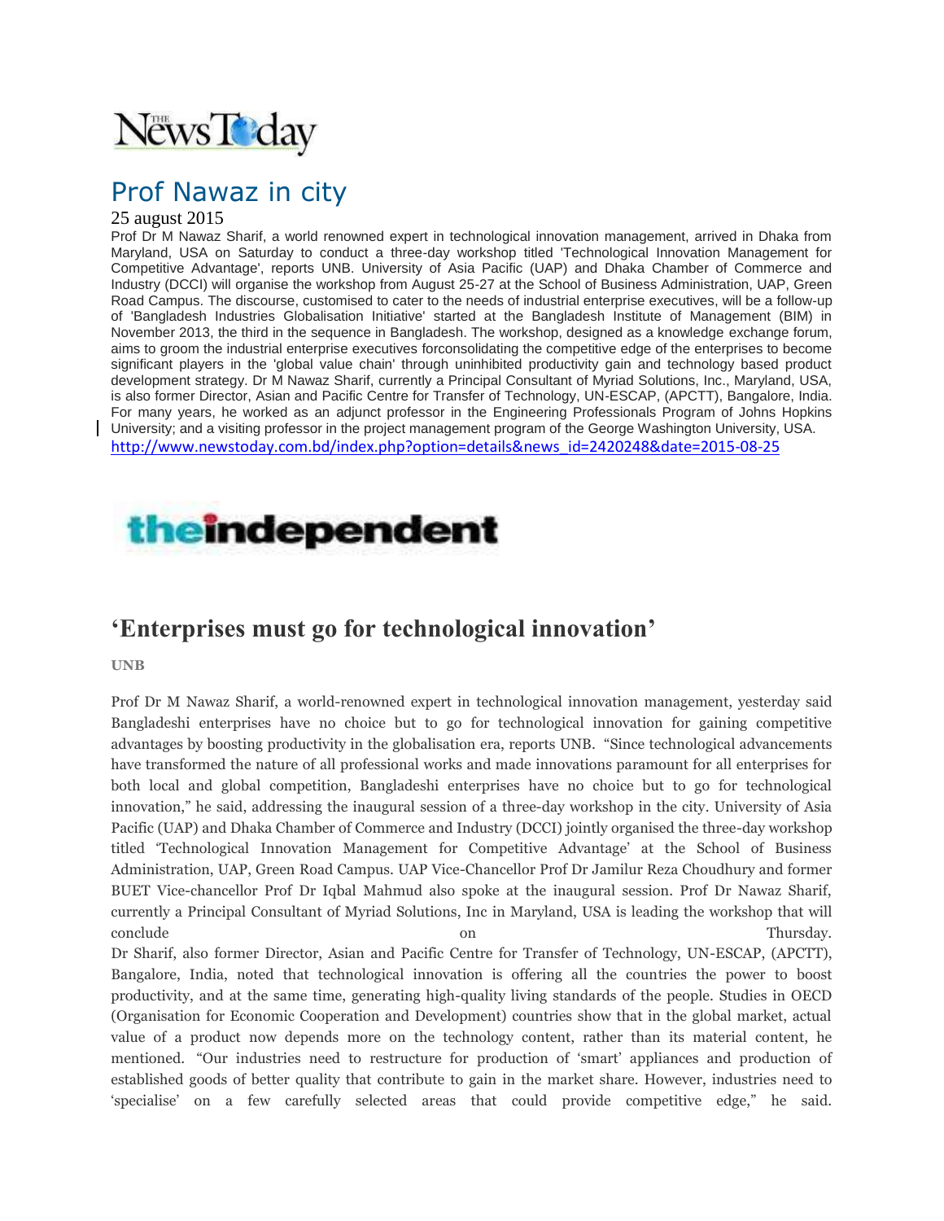The News Today

# Prof Nawaz in city

25 august 2015

Prof Dr M Nawaz Sharif, a world renowned expert in technological innovation management, arrived in Dhaka from Maryland, USA on Saturday to conduct a three-day workshop titled 'Technological Innovation Management for Competitive Advantage', reports UNB. University of Asia Pacific (UAP) and Dhaka Chamber of Commerce and Industry (DCCI) will organise the workshop from August 25-27 at the School of Business Administration, UAP, Green Road Campus. The discourse, customised to cater to the needs of industrial enterprise executives, will be a follow-up of 'Bangladesh Industries Globalisation Initiative' started at the Bangladesh Institute of Management (BIM) in November 2013, the third in the sequence in Bangladesh. The workshop, designed as a knowledge exchange forum, aims to groom the industrial enterprise executives forconsolidating the competitive edge of the enterprises to become significant players in the 'global value chain' through uninhibited productivity gain and technology based product development strategy. Dr M Nawaz Sharif, currently a Principal Consultant of Myriad Solutions, Inc., Maryland, USA, is also former Director, Asian and Pacific Centre for Transfer of Technology, UN-ESCAP, (APCTT), Bangalore, India. For many years, he worked as an adjunct professor in the Engineering Professionals Program of Johns Hopkins University; and a visiting professor in the project management program of the George Washington University, USA.

http://www.newstoday.com.bd/index.php?option=details&news_id=2420248&date=2015-08-25

theindependent

## 'Enterprises must go for technological innovation'

**UNB**

Prof Dr M Nawaz Sharif, a world-renowned expert in technological innovation management, yesterday said Bangladeshi enterprises have no choice but to go for technological innovation for gaining competitive advantages by boosting productivity in the globalisation era, reports UNB. "Since technological advancements have transformed the nature of all professional works and made innovations paramount for all enterprises for both local and global competition, Bangladeshi enterprises have no choice but to go for technological innovation," he said, addressing the inaugural session of a three-day workshop in the city. University of Asia Pacific (UAP) and Dhaka Chamber of Commerce and Industry (DCCI) jointly organised the three-day workshop titled 'Technological Innovation Management for Competitive Advantage' at the School of Business Administration, UAP, Green Road Campus. UAP Vice-Chancellor Prof Dr Jamilur Reza Choudhury and former BUET Vice-chancellor Prof Dr Iqbal Mahmud also spoke at the inaugural session. Prof Dr Nawaz Sharif, currently a Principal Consultant of Myriad Solutions, Inc in Maryland, USA is leading the workshop that will conclude on Thursday.

Dr Sharif, also former Director, Asian and Pacific Centre for Transfer of Technology, UN-ESCAP, (APCTT), Bangalore, India, noted that technological innovation is offering all the countries the power to boost productivity, and at the same time, generating high-quality living standards of the people. Studies in OECD (Organisation for Economic Cooperation and Development) countries show that in the global market, actual value of a product now depends more on the technology content, rather than its material content, he mentioned. "Our industries need to restructure for production of 'smart' appliances and production of established goods of better quality that contribute to gain in the market share. However, industries need to 'specialise' on a few carefully selected areas that could provide competitive edge," he said.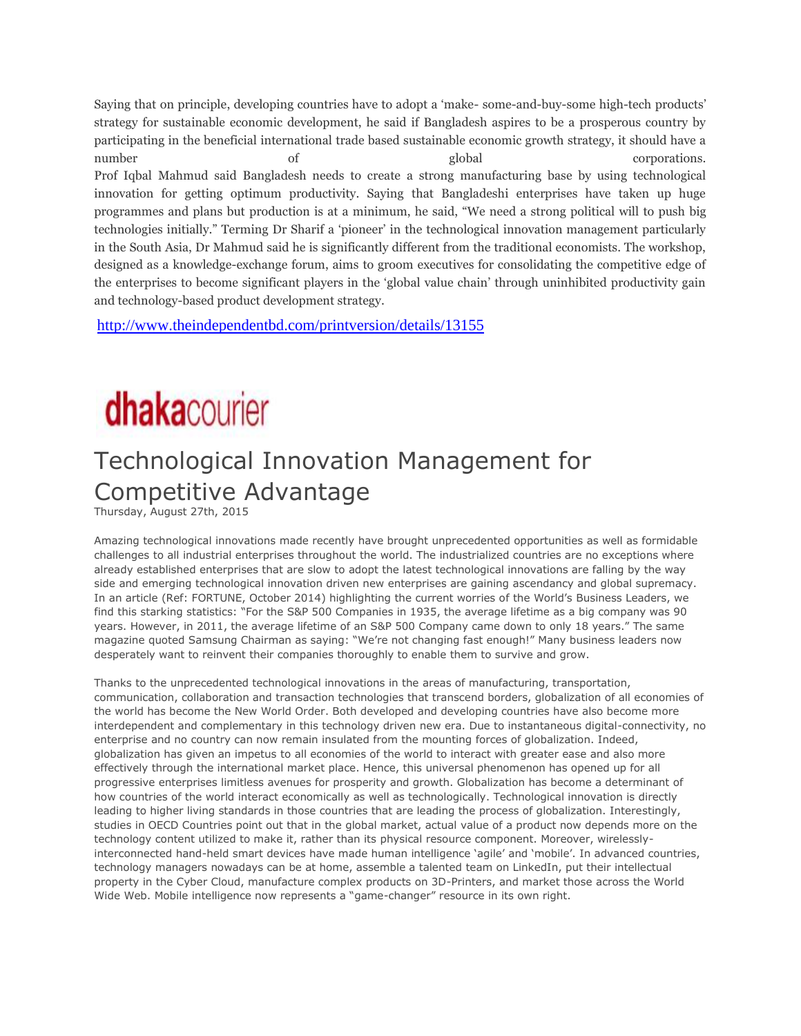Saying that on principle, developing countries have to adopt a 'make- some-and-buy-some high-tech products' strategy for sustainable economic development, he said if Bangladesh aspires to be a prosperous country by participating in the beneficial international trade based sustainable economic growth strategy, it should have a number of global corporations.

Prof Iqbal Mahmud said Bangladesh needs to create a strong manufacturing base by using technological innovation for getting optimum productivity. Saying that Bangladeshi enterprises have taken up huge programmes and plans but production is at a minimum, he said, "We need a strong political will to push big technologies initially." Terming Dr Sharif a 'pioneer' in the technological innovation management particularly in the South Asia, Dr Mahmud said he is significantly different from the traditional economists. The workshop, designed as a knowledge-exchange forum, aims to groom executives for consolidating the competitive edge of the enterprises to become significant players in the 'global value chain' through uninhibited productivity gain and technology-based product development strategy.

http://www.theindependentbd.com/printversion/details/13155

**dhakacourier**

# Technological Innovation Management for Competitive Advantage

Thursday, August 27th, 2015

Amazing technological innovations made recently have brought unprecedented opportunities as well as formidable challenges to all industrial enterprises throughout the world. The industrialized countries are no exceptions where already established enterprises that are slow to adopt the latest technological innovations are falling by the way side and emerging technological innovation driven new enterprises are gaining ascendancy and global supremacy. In an article (Ref: FORTUNE, October 2014) highlighting the current worries of the World's Business Leaders, we find this starking statistics: "For the S&P 500 Companies in 1935, the average lifetime as a big company was 90 years. However, in 2011, the average lifetime of an S&P 500 Company came down to only 18 years." The same magazine quoted Samsung Chairman as saying: "We're not changing fast enough!" Many business leaders now desperately want to reinvent their companies thoroughly to enable them to survive and grow.

Thanks to the unprecedented technological innovations in the areas of manufacturing, transportation, communication, collaboration and transaction technologies that transcend borders, globalization of all economies of the world has become the New World Order. Both developed and developing countries have also become more interdependent and complementary in this technology driven new era. Due to instantaneous digital-connectivity, no enterprise and no country can now remain insulated from the mounting forces of globalization. Indeed, globalization has given an impetus to all economies of the world to interact with greater ease and also more effectively through the international market place. Hence, this universal phenomenon has opened up for all progressive enterprises limitless avenues for prosperity and growth. Globalization has become a determinant of how countries of the world interact economically as well as technologically. Technological innovation is directly leading to higher living standards in those countries that are leading the process of globalization. Interestingly, studies in OECD Countries point out that in the global market, actual value of a product now depends more on the technology content utilized to make it, rather than its physical resource component. Moreover, wirelessly-interconnected hand-held smart devices have made human intelligence 'agile' and 'mobile'. In advanced countries, technology managers nowadays can be at home, assemble a talented team on LinkedIn, put their intellectual property in the Cyber Cloud, manufacture complex products on 3D-Printers, and market those across the World Wide Web. Mobile intelligence now represents a "game-changer" resource in its own right.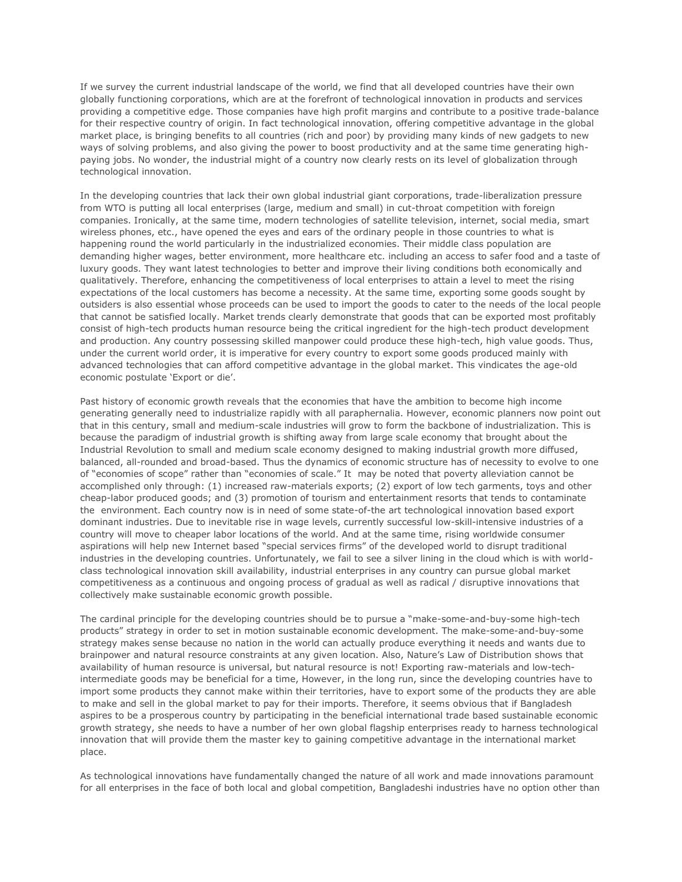If we survey the current industrial landscape of the world, we find that all developed countries have their own globally functioning corporations, which are at the forefront of technological innovation in products and services providing a competitive edge. Those companies have high profit margins and contribute to a positive trade-balance for their respective country of origin. In fact technological innovation, offering competitive advantage in the global market place, is bringing benefits to all countries (rich and poor) by providing many kinds of new gadgets to new ways of solving problems, and also giving the power to boost productivity and at the same time generating high-paying jobs. No wonder, the industrial might of a country now clearly rests on its level of globalization through technological innovation.

In the developing countries that lack their own global industrial giant corporations, trade-liberalization pressure from WTO is putting all local enterprises (large, medium and small) in cut-throat competition with foreign companies. Ironically, at the same time, modern technologies of satellite television, internet, social media, smart wireless phones, etc., have opened the eyes and ears of the ordinary people in those countries to what is happening round the world particularly in the industrialized economies. Their middle class population are demanding higher wages, better environment, more healthcare etc. including an access to safer food and a taste of luxury goods. They want latest technologies to better and improve their living conditions both economically and qualitatively. Therefore, enhancing the competitiveness of local enterprises to attain a level to meet the rising expectations of the local customers has become a necessity. At the same time, exporting some goods sought by outsiders is also essential whose proceeds can be used to import the goods to cater to the needs of the local people that cannot be satisfied locally. Market trends clearly demonstrate that goods that can be exported most profitably consist of high-tech products human resource being the critical ingredient for the high-tech product development and production. Any country possessing skilled manpower could produce these high-tech, high value goods. Thus, under the current world order, it is imperative for every country to export some goods produced mainly with advanced technologies that can afford competitive advantage in the global market. This vindicates the age-old economic postulate 'Export or die'.

Past history of economic growth reveals that the economies that have the ambition to become high income generating generally need to industrialize rapidly with all paraphernalia. However, economic planners now point out that in this century, small and medium-scale industries will grow to form the backbone of industrialization. This is because the paradigm of industrial growth is shifting away from large scale economy that brought about the Industrial Revolution to small and medium scale economy designed to making industrial growth more diffused, balanced, all-rounded and broad-based. Thus the dynamics of economic structure has of necessity to evolve to one of "economies of scope" rather than "economies of scale." It may be noted that poverty alleviation cannot be accomplished only through: (1) increased raw-materials exports; (2) export of low tech garments, toys and other cheap-labor produced goods; and (3) promotion of tourism and entertainment resorts that tends to contaminate the environment. Each country now is in need of some state-of-the art technological innovation based export dominant industries. Due to inevitable rise in wage levels, currently successful low-skill-intensive industries of a country will move to cheaper labor locations of the world. And at the same time, rising worldwide consumer aspirations will help new Internet based "special services firms" of the developed world to disrupt traditional industries in the developing countries. Unfortunately, we fail to see a silver lining in the cloud which is with world-class technological innovation skill availability, industrial enterprises in any country can pursue global market competitiveness as a continuous and ongoing process of gradual as well as radical / disruptive innovations that collectively make sustainable economic growth possible.

The cardinal principle for the developing countries should be to pursue a "make-some-and-buy-some high-tech products" strategy in order to set in motion sustainable economic development. The make-some-and-buy-some strategy makes sense because no nation in the world can actually produce everything it needs and wants due to brainpower and natural resource constraints at any given location. Also, Nature's Law of Distribution shows that availability of human resource is universal, but natural resource is not! Exporting raw-materials and low-tech-intermediate goods may be beneficial for a time, However, in the long run, since the developing countries have to import some products they cannot make within their territories, have to export some of the products they are able to make and sell in the global market to pay for their imports. Therefore, it seems obvious that if Bangladesh aspires to be a prosperous country by participating in the beneficial international trade based sustainable economic growth strategy, she needs to have a number of her own global flagship enterprises ready to harness technological innovation that will provide them the master key to gaining competitive advantage in the international market place.

As technological innovations have fundamentally changed the nature of all work and made innovations paramount for all enterprises in the face of both local and global competition, Bangladeshi industries have no option other than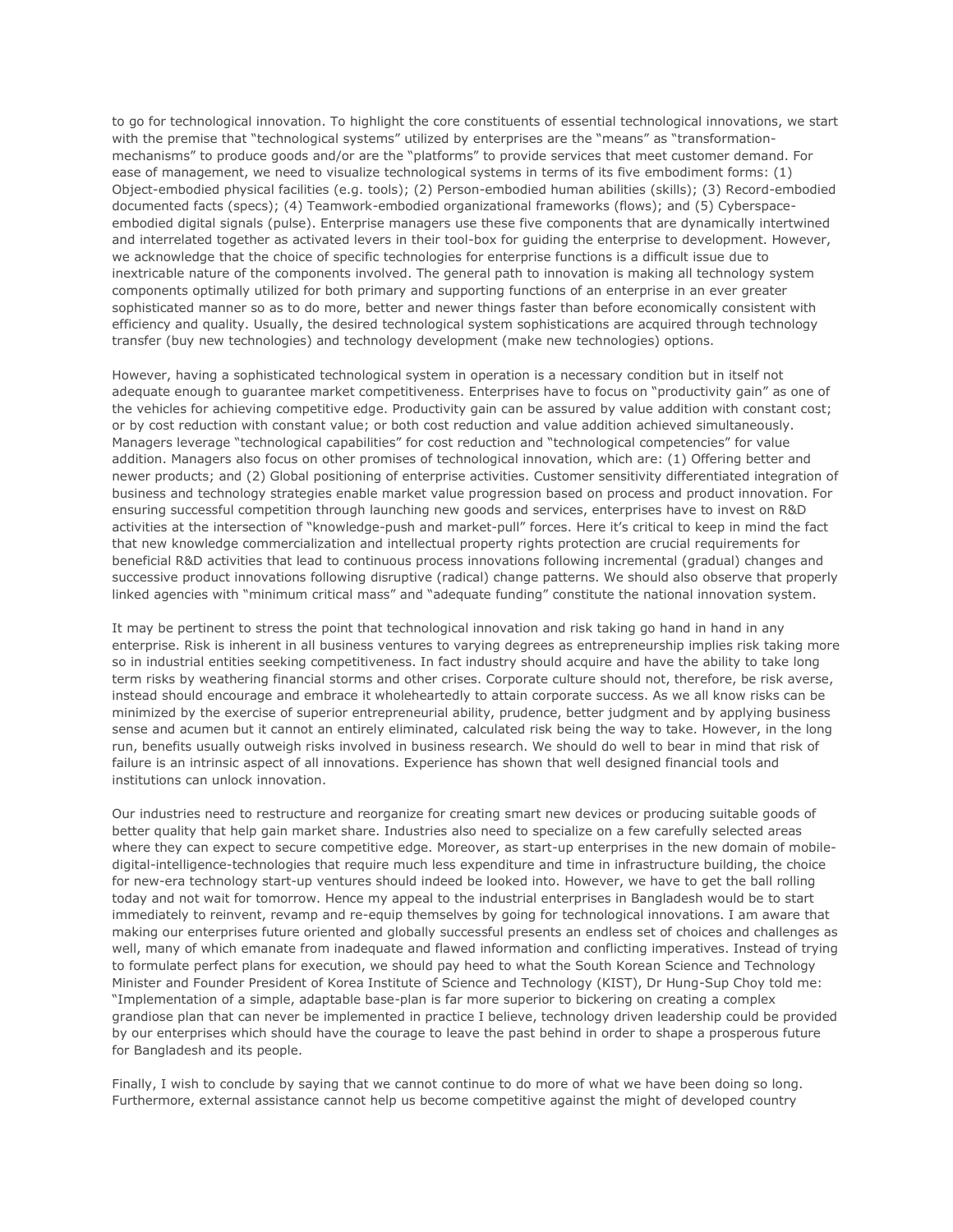to go for technological innovation. To highlight the core constituents of essential technological innovations, we start with the premise that "technological systems" utilized by enterprises are the "means" as "transformation-mechanisms" to produce goods and/or are the "platforms" to provide services that meet customer demand. For ease of management, we need to visualize technological systems in terms of its five embodiment forms: (1) Object-embodied physical facilities (e.g. tools); (2) Person-embodied human abilities (skills); (3) Record-embodied documented facts (specs); (4) Teamwork-embodied organizational frameworks (flows); and (5) Cyberspace-embodied digital signals (pulse). Enterprise managers use these five components that are dynamically intertwined and interrelated together as activated levers in their tool-box for guiding the enterprise to development. However, we acknowledge that the choice of specific technologies for enterprise functions is a difficult issue due to inextricable nature of the components involved. The general path to innovation is making all technology system components optimally utilized for both primary and supporting functions of an enterprise in an ever greater sophisticated manner so as to do more, better and newer things faster than before economically consistent with efficiency and quality. Usually, the desired technological system sophistications are acquired through technology transfer (buy new technologies) and technology development (make new technologies) options.

However, having a sophisticated technological system in operation is a necessary condition but in itself not adequate enough to guarantee market competitiveness. Enterprises have to focus on "productivity gain" as one of the vehicles for achieving competitive edge. Productivity gain can be assured by value addition with constant cost; or by cost reduction with constant value; or both cost reduction and value addition achieved simultaneously. Managers leverage "technological capabilities" for cost reduction and "technological competencies" for value addition. Managers also focus on other promises of technological innovation, which are: (1) Offering better and newer products; and (2) Global positioning of enterprise activities. Customer sensitivity differentiated integration of business and technology strategies enable market value progression based on process and product innovation. For ensuring successful competition through launching new goods and services, enterprises have to invest on R&D activities at the intersection of "knowledge-push and market-pull" forces. Here it's critical to keep in mind the fact that new knowledge commercialization and intellectual property rights protection are crucial requirements for beneficial R&D activities that lead to continuous process innovations following incremental (gradual) changes and successive product innovations following disruptive (radical) change patterns. We should also observe that properly linked agencies with "minimum critical mass" and "adequate funding" constitute the national innovation system.

It may be pertinent to stress the point that technological innovation and risk taking go hand in hand in any enterprise. Risk is inherent in all business ventures to varying degrees as entrepreneurship implies risk taking more so in industrial entities seeking competitiveness. In fact industry should acquire and have the ability to take long term risks by weathering financial storms and other crises. Corporate culture should not, therefore, be risk averse, instead should encourage and embrace it wholeheartedly to attain corporate success. As we all know risks can be minimized by the exercise of superior entrepreneurial ability, prudence, better judgment and by applying business sense and acumen but it cannot an entirely eliminated, calculated risk being the way to take. However, in the long run, benefits usually outweigh risks involved in business research. We should do well to bear in mind that risk of failure is an intrinsic aspect of all innovations. Experience has shown that well designed financial tools and institutions can unlock innovation.

Our industries need to restructure and reorganize for creating smart new devices or producing suitable goods of better quality that help gain market share. Industries also need to specialize on a few carefully selected areas where they can expect to secure competitive edge. Moreover, as start-up enterprises in the new domain of mobile-digital-intelligence-technologies that require much less expenditure and time in infrastructure building, the choice for new-era technology start-up ventures should indeed be looked into. However, we have to get the ball rolling today and not wait for tomorrow. Hence my appeal to the industrial enterprises in Bangladesh would be to start immediately to reinvent, revamp and re-equip themselves by going for technological innovations. I am aware that making our enterprises future oriented and globally successful presents an endless set of choices and challenges as well, many of which emanate from inadequate and flawed information and conflicting imperatives. Instead of trying to formulate perfect plans for execution, we should pay heed to what the South Korean Science and Technology Minister and Founder President of Korea Institute of Science and Technology (KIST), Dr Hung-Sup Choy told me: "Implementation of a simple, adaptable base-plan is far more superior to bickering on creating a complex grandiose plan that can never be implemented in practice I believe, technology driven leadership could be provided by our enterprises which should have the courage to leave the past behind in order to shape a prosperous future for Bangladesh and its people.

Finally, I wish to conclude by saying that we cannot continue to do more of what we have been doing so long. Furthermore, external assistance cannot help us become competitive against the might of developed country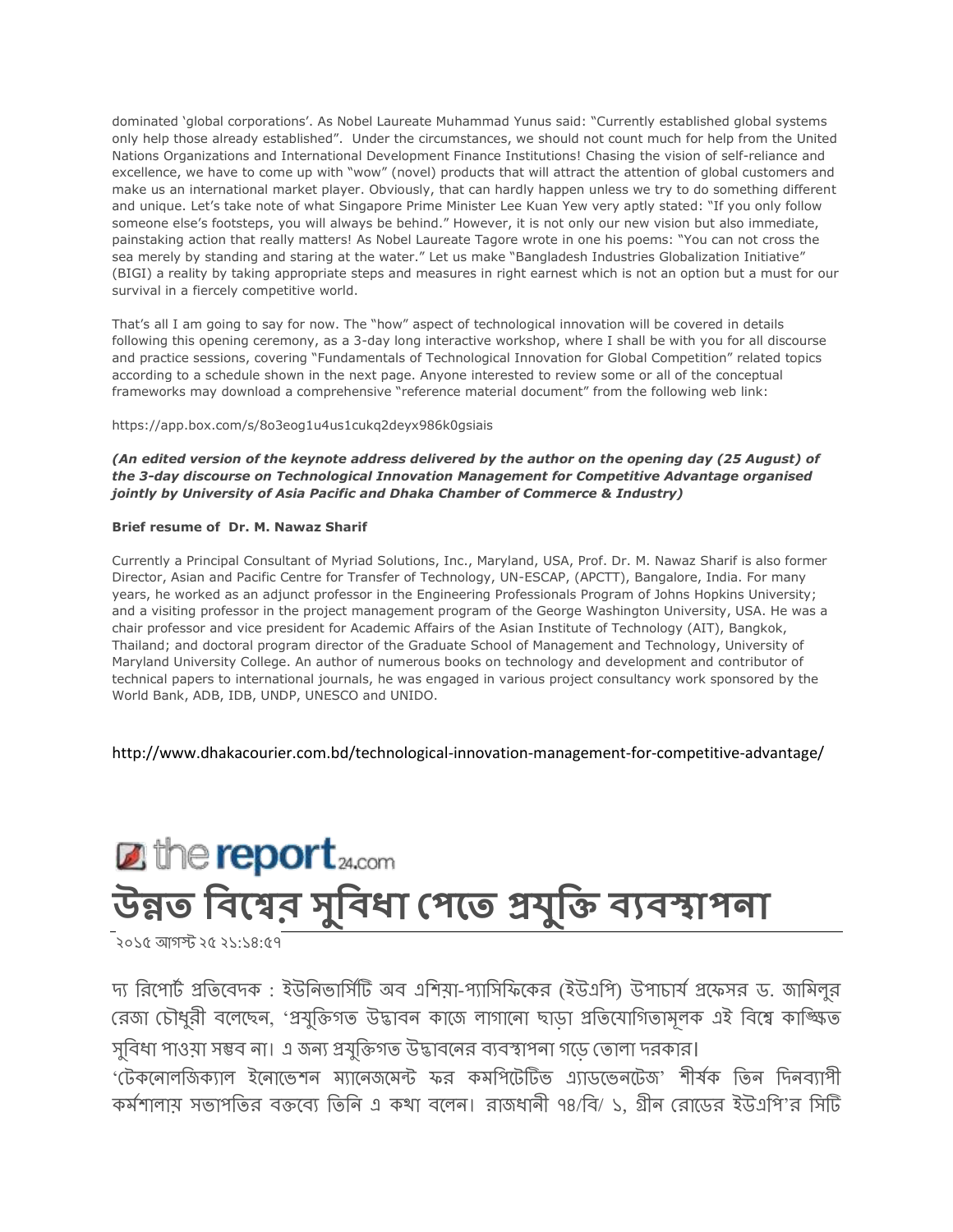dominated ‘global corporations’. As Nobel Laureate Muhammad Yunus said: “Currently established global systems only help those already established”. Under the circumstances, we should not count much for help from the United Nations Organizations and International Development Finance Institutions! Chasing the vision of self-reliance and excellence, we have to come up with “wow” (novel) products that will attract the attention of global customers and make us an international market player. Obviously, that can hardly happen unless we try to do something different and unique. Let’s take note of what Singapore Prime Minister Lee Kuan Yew very aptly stated: “If you only follow someone else’s footsteps, you will always be behind.” However, it is not only our new vision but also immediate, painstaking action that really matters! As Nobel Laureate Tagore wrote in one his poems: “You can not cross the sea merely by standing and staring at the water.” Let us make “Bangladesh Industries Globalization Initiative” (BIGI) a reality by taking appropriate steps and measures in right earnest which is not an option but a must for our survival in a fiercely competitive world.

That’s all I am going to say for now. The “how” aspect of technological innovation will be covered in details following this opening ceremony, as a 3-day long interactive workshop, where I shall be with you for all discourse and practice sessions, covering “Fundamentals of Technological Innovation for Global Competition” related topics according to a schedule shown in the next page. Anyone interested to review some or all of the conceptual frameworks may download a comprehensive “reference material document” from the following web link:

https://app.box.com/s/8o3eog1u4us1cukq2deyx986k0gsiais

***(An edited version of the keynote address delivered by the author on the opening day (25 August) of the 3-day discourse on Technological Innovation Management for Competitive Advantage organised jointly by University of Asia Pacific and Dhaka Chamber of Commerce & Industry)***

**Brief resume of Dr. M. Nawaz Sharif**

Currently a Principal Consultant of Myriad Solutions, Inc., Maryland, USA, Prof. Dr. M. Nawaz Sharif is also former Director, Asian and Pacific Centre for Transfer of Technology, UN-ESCAP, (APCTT), Bangalore, India. For many years, he worked as an adjunct professor in the Engineering Professionals Program of Johns Hopkins University; and a visiting professor in the project management program of the George Washington University, USA. He was a chair professor and vice president for Academic Affairs of the Asian Institute of Technology (AIT), Bangkok, Thailand; and doctoral program director of the Graduate School of Management and Technology, University of Maryland University College. An author of numerous books on technology and development and contributor of technical papers to international journals, he was engaged in various project consultancy work sponsored by the World Bank, ADB, IDB, UNDP, UNESCO and UNIDO.

http://www.dhakacourier.com.bd/technological-innovation-management-for-competitive-advantage/

the report24.com

# উন্নত বিশ্বের সুবিধা পেতে প্রযুক্তি ব্যবস্থাপনা

২০১৫ আগস্ট ২৫ ২১:১৪:৫৭

দ্য রিপোর্ট প্রতিবেদক : ইউনিভার্সিটি অব এশিয়া-প্যাসিফিকের (ইউএপি) উপাচার্য প্রফেসর ড. জামিলুর রেজা চৌধুরী বলেছেন, ‘প্রযুক্তিগত উদ্ভাবন কাজে লাগানো ছাড়া প্রতিযোগিতামূলক এই বিশ্বে কাঙ্ক্ষিত সুবিধা পাওয়া সম্ভব না। এ জন্য প্রযুক্তিগত উদ্ভাবনের ব্যবস্থাপনা গড়ে তোলা দরকার।

‘টেকনোলজিক্যাল ইনোভেশন ম্যানেজমেন্ট ফর কমপিটেটিভ এ্যাডভেনটেজ’ শীর্ষক তিন দিনব্যাপী কর্মশালায় সভাপতির বক্তব্যে তিনি এ কথা বলেন। রাজধানী ৭৪/বি/ ১, গ্রীন রোডের ইউএপি’র সিটি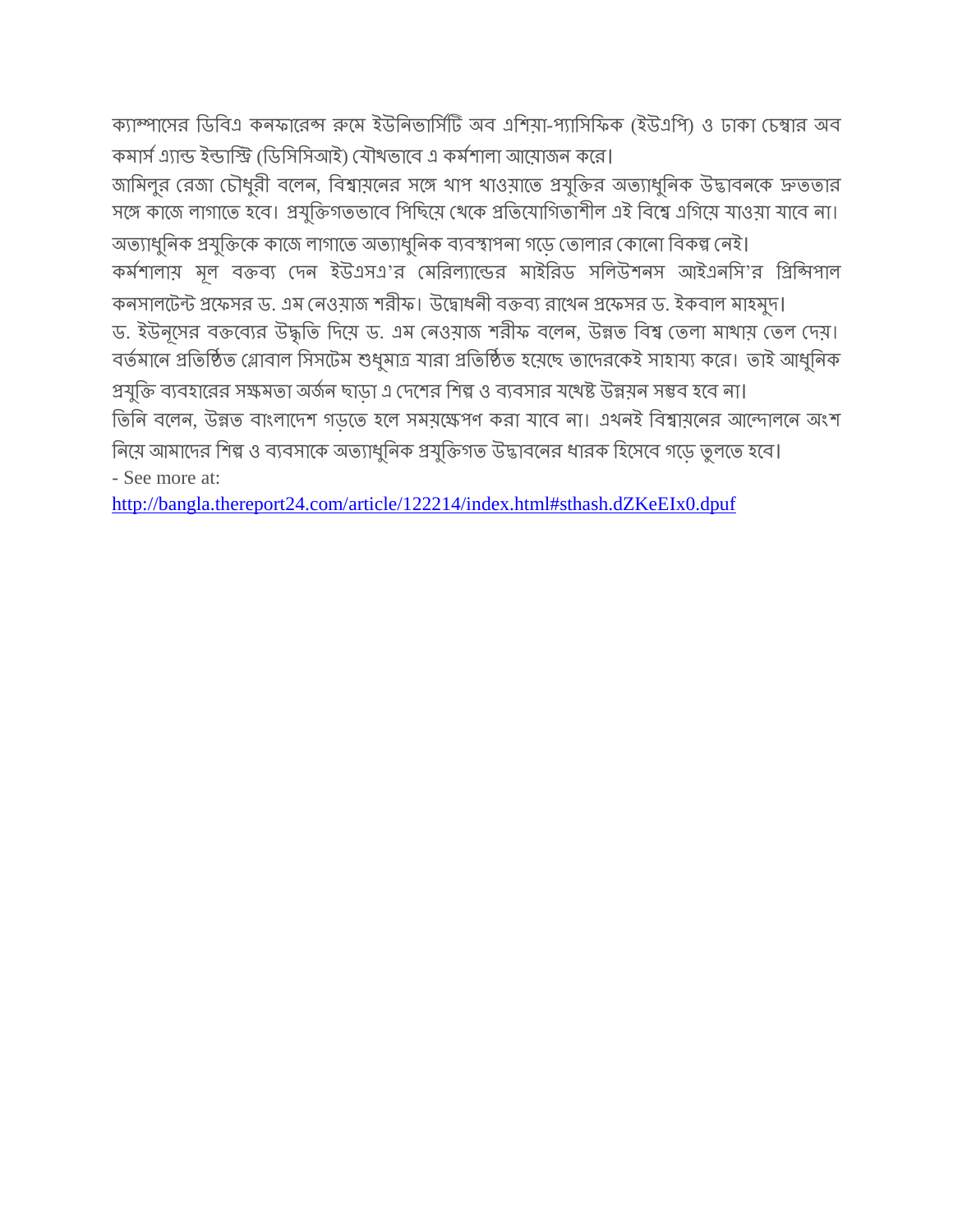ক্যাম্পাসের ডিবিএ কনফারেন্স রুমে ইউনিভার্সিটি অব এশিয়া-প্যাসিফিক (ইউএপি) ও ঢাকা চেম্বার অব কমার্স এ্যান্ড ইন্ডাস্ট্রি (ডিসিসিআই) যৌথভাবে এ কর্মশালা আয়োজন করে।

জামিলুর রেজা চৌধুরী বলেন, বিশ্বায়নের সঙ্গে খাপ খাওয়াতে প্রযুক্তির অত্যাধুনিক উদ্ভাবনকে দ্রুততার সঙ্গে কাজে লাগাতে হবে। প্রযুক্তিগতভাবে পিছিয়ে থেকে প্রতিযোগিতাশীল এই বিশ্বে এগিয়ে যাওয়া যাবে না। অত্যাধুনিক প্রযুক্তিকে কাজে লাগাতে অত্যাধুনিক ব্যবস্থাপনা গড়ে তোলার কোনো বিকল্প নেই।

কর্মশালায় মূল বক্তব্য দেন ইউএসএ'র মেরিল্যান্ডের মাইরিড সলিউশনস আইএনসি'র প্রিন্সিপাল কনসালটেন্ট প্রফেসর ড. এম নেওয়াজ শরীফ। উদ্বোধনী বক্তব্য রাখেন প্রফেসর ড. ইকবাল মাহমুদ।

ড. ইউনূসের বক্তব্যের উদ্ধৃতি দিয়ে ড. এম নেওয়াজ শরীফ বলেন, উন্নত বিশ্ব তেলা মাথায় তেল দেয়। বর্তমানে প্রতিষ্ঠিত গ্লোবাল সিসটেম শুধুমাত্র যারা প্রতিষ্ঠিত হয়েছে তাদেরকেই সাহায্য করে। তাই আধুনিক প্রযুক্তি ব্যবহারের সক্ষমতা অর্জন ছাড়া এ দেশের শিল্প ও ব্যবসার যথেষ্ট উন্নয়ন সম্ভব হবে না।

তিনি বলেন, উন্নত বাংলাদেশ গড়তে হলে সময়ক্ষেপণ করা যাবে না। এখনই বিশ্বায়নের আন্দোলনে অংশ নিয়ে আমাদের শিল্প ও ব্যবসাকে অত্যাধুনিক প্রযুক্তিগত উদ্ভাবনের ধারক হিসেবে গড়ে তুলতে হবে।

- See more at:
http://bangla.thereport24.com/article/122214/index.html#sthash.dZKeEIx0.dpuf